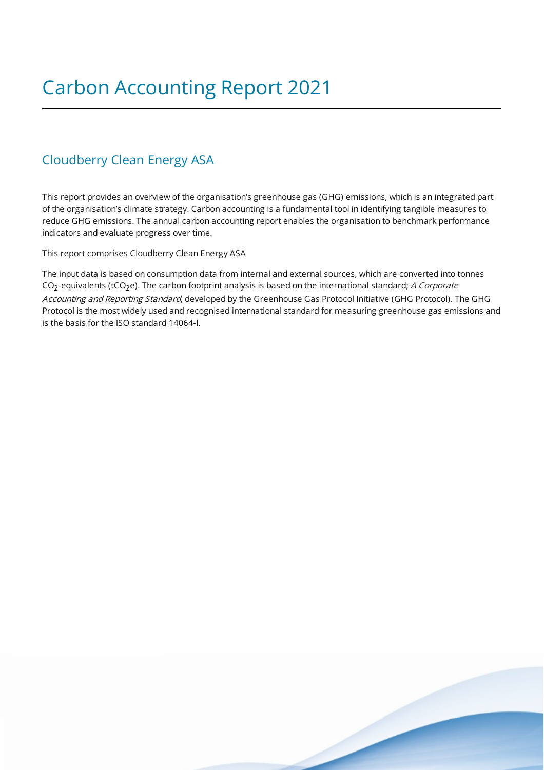# Carbon Accounting Report 2021

## Cloudberry Clean Energy ASA

This report provides an overview of the organisation's greenhouse gas (GHG) emissions, which is an integrated part of the organisation's climate strategy. Carbon accounting is a fundamental tool in identifying tangible measures to reduce GHG emissions. The annual carbon accounting report enables the organisation to benchmark performance indicators and evaluate progress over time.

This report comprises Cloudberry Clean Energy ASA

The input data is based on consumption data from internal and external sources, which are converted into tonnes $CO_2$-equivalents ($tCO_2e$). The carbon footprint analysis is based on the international standard; *A Corporate Accounting and Reporting Standard*, developed by the Greenhouse Gas Protocol Initiative (GHG Protocol). The GHG Protocol is the most widely used and recognised international standard for measuring greenhouse gas emissions and is the basis for the ISO standard 14064-I.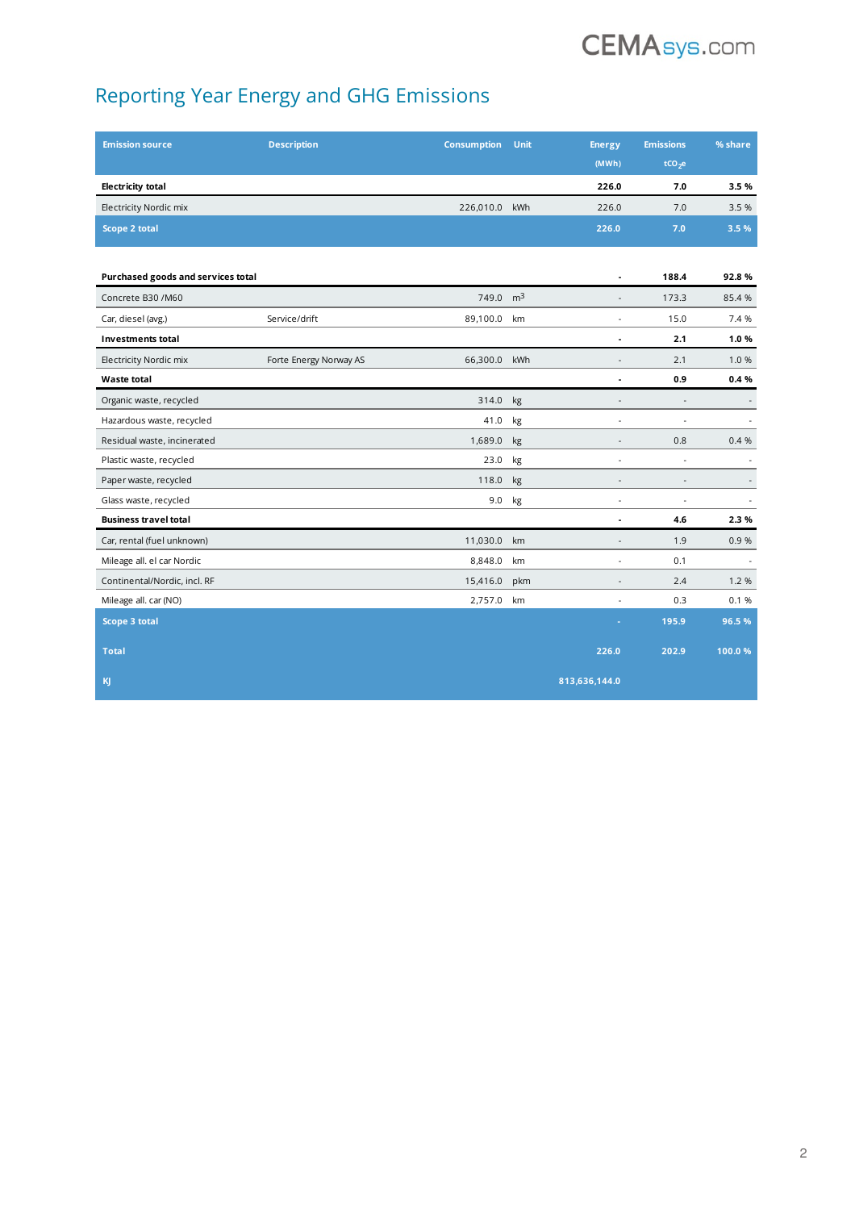# Reporting Year Energy and GHG Emissions

| Emission source | Description | Consumption | Unit | Energy (MWh) | Emissions $tCO_2e$ | % share |
|---|---|---|---|---|---|---|
| **Electricity total** | | | | **226.0** | **7.0** | **3.5 %** |
| Electricity Nordic mix | | 226,010.0 | kWh | 226.0 | 7.0 | 3.5 % |
| **Scope 2 total** | | | | **226.0** | **7.0** | **3.5 %** |
| | | | | | | |
| **Purchased goods and services total** | | | | **-** | **188.4** | **92.8 %** |
| Concrete B30 /M60 | | 749.0 | $m^3$ | - | 173.3 | 85.4 % |
| Car, diesel (avg.) | Service/drift | 89,100.0 | km | - | 15.0 | 7.4 % |
| **Investments total** | | | | **-** | **2.1** | **1.0 %** |
| Electricity Nordic mix | Forte Energy Norway AS | 66,300.0 | kWh | - | 2.1 | 1.0 % |
| **Waste total** | | | | **-** | **0.9** | **0.4 %** |
| Organic waste, recycled | | 314.0 | kg | - | - | - |
| Hazardous waste, recycled | | 41.0 | kg | - | - | - |
| Residual waste, incinerated | | 1,689.0 | kg | - | 0.8 | 0.4 % |
| Plastic waste, recycled | | 23.0 | kg | - | - | - |
| Paper waste, recycled | | 118.0 | kg | - | - | - |
| Glass waste, recycled | | 9.0 | kg | - | - | - |
| **Business travel total** | | | | **-** | **4.6** | **2.3 %** |
| Car, rental (fuel unknown) | | 11,030.0 | km | - | 1.9 | 0.9 % |
| Mileage all. el car Nordic | | 8,848.0 | km | - | 0.1 | - |
| Continental/Nordic, incl. RF | | 15,416.0 | pkm | - | 2.4 | 1.2 % |
| Mileage all. car (NO) | | 2,757.0 | km | - | 0.3 | 0.1 % |
| **Scope 3 total** | | | | **-** | **195.9** | **96.5 %** |
| **Total** | | | | **226.0** | **202.9** | **100.0 %** |
| **KJ** | | | | **813,636,144.0** | | |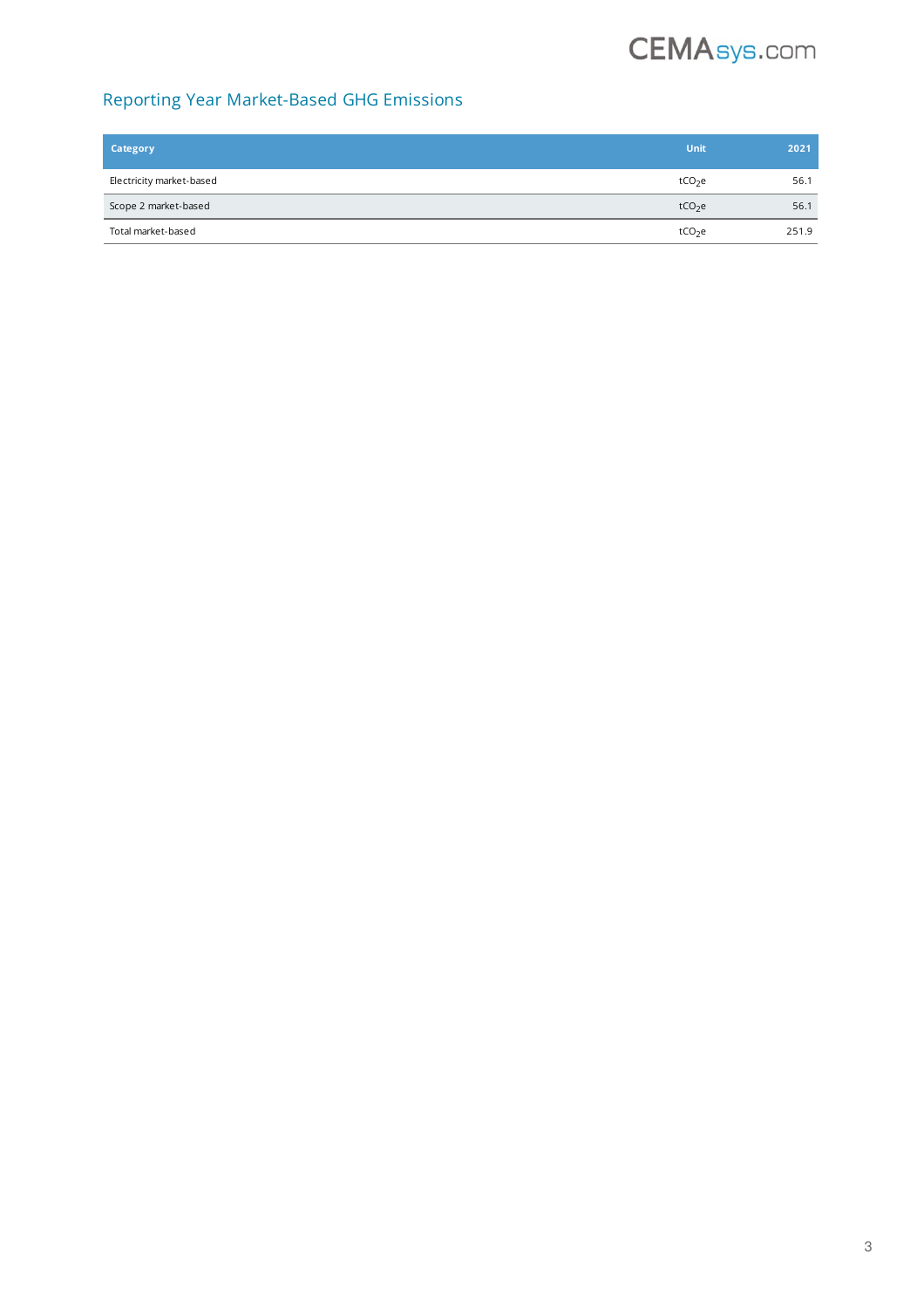## Reporting Year Market-Based GHG Emissions

| Category | Unit | 2021 |
|---|---|---|
| Electricity market-based | $tCO_2e$ | 56.1 |
| Scope 2 market-based | $tCO_2e$ | 56.1 |
| Total market-based | $tCO_2e$ | 251.9 |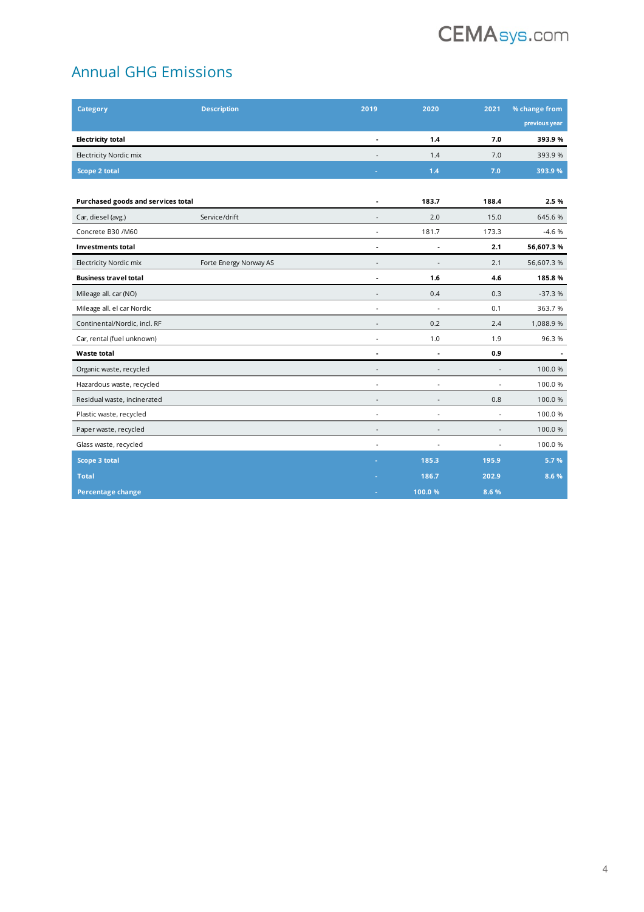## Annual GHG Emissions

| Category | Description | 2019 | 2020 | 2021 | % change from previous year |
|---|---|---|---|---|---|
| **Electricity total** | | **-** | **1.4** | **7.0** | **393.9 %** |
| Electricity Nordic mix | | - | 1.4 | 7.0 | 393.9 % |
| **Scope 2 total** | | **-** | **1.4** | **7.0** | **393.9 %** |
| | | | | | |
| **Purchased goods and services total** | | **-** | **183.7** | **188.4** | **2.5 %** |
| Car, diesel (avg.) | Service/drift | - | 2.0 | 15.0 | 645.6 % |
| Concrete B30 /M60 | | - | 181.7 | 173.3 | -4.6 % |
| **Investments total** | | **-** | **-** | **2.1** | **56,607.3 %** |
| Electricity Nordic mix | Forte Energy Norway AS | - | - | 2.1 | 56,607.3 % |
| **Business travel total** | | **-** | **1.6** | **4.6** | **185.8 %** |
| Mileage all. car (NO) | | - | 0.4 | 0.3 | -37.3 % |
| Mileage all. el car Nordic | | - | - | 0.1 | 363.7 % |
| Continental/Nordic, incl. RF | | - | 0.2 | 2.4 | 1,088.9 % |
| Car, rental (fuel unknown) | | - | 1.0 | 1.9 | 96.3 % |
| **Waste total** | | **-** | **-** | **0.9** | **-** |
| Organic waste, recycled | | - | - | - | 100.0 % |
| Hazardous waste, recycled | | - | - | - | 100.0 % |
| Residual waste, incinerated | | - | - | 0.8 | 100.0 % |
| Plastic waste, recycled | | - | - | - | 100.0 % |
| Paper waste, recycled | | - | - | - | 100.0 % |
| Glass waste, recycled | | - | - | - | 100.0 % |
| **Scope 3 total** | | **-** | **185.3** | **195.9** | **5.7 %** |
| **Total** | | **-** | **186.7** | **202.9** | **8.6 %** |
| **Percentage change** | | **-** | **100.0 %** | **8.6 %** | |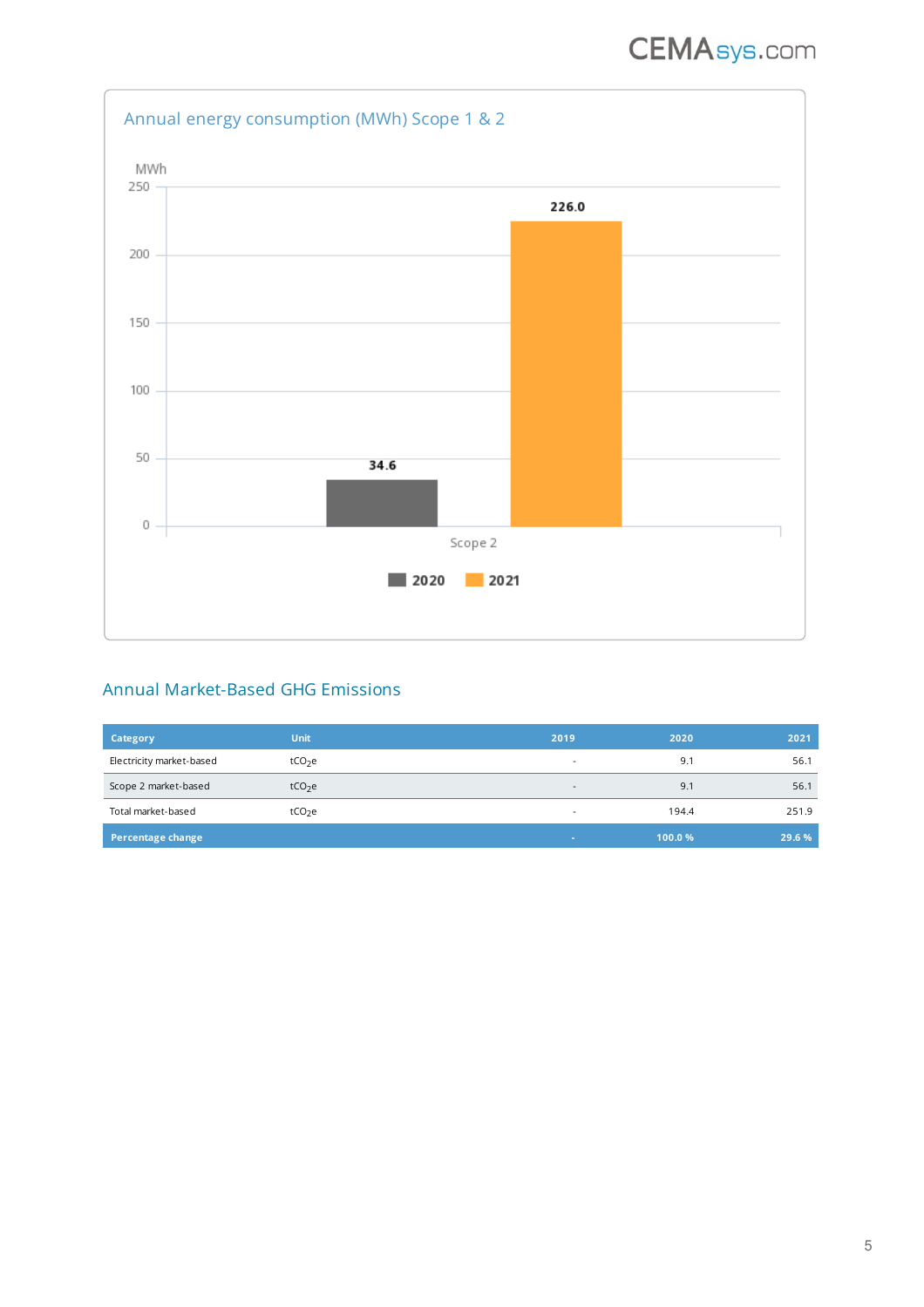## Annual energy consumption (MWh) Scope 1 & 2

MWh

| | 2020 | 2021 |
|---|---|---|
| Scope 2 | 34.6 | 226.0 |

## Annual Market-Based GHG Emissions

| Category | Unit | 2019 | 2020 | 2021 |
|---|---|---|---|---|
| Electricity market-based | $tCO_2e$ | - | 9.1 | 56.1 |
| Scope 2 market-based | $tCO_2e$ | - | 9.1 | 56.1 |
| Total market-based | $tCO_2e$ | - | 194.4 | 251.9 |
| **Percentage change** | | **-** | **100.0 %** | **29.6 %** |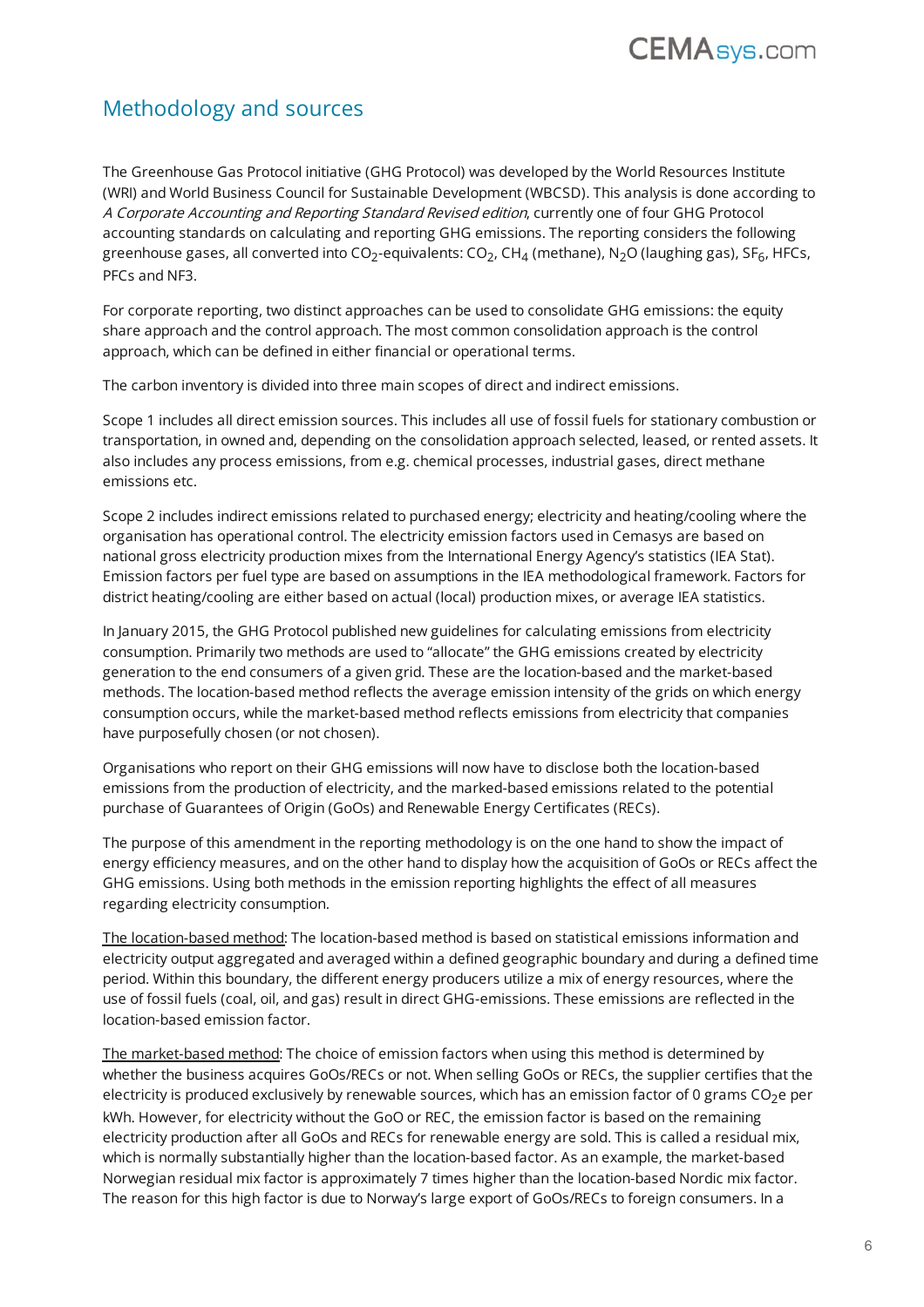## Methodology and sources

The Greenhouse Gas Protocol initiative (GHG Protocol) was developed by the World Resources Institute (WRI) and World Business Council for Sustainable Development (WBCSD). This analysis is done according to *A Corporate Accounting and Reporting Standard Revised edition*, currently one of four GHG Protocol accounting standards on calculating and reporting GHG emissions. The reporting considers the following greenhouse gases, all converted into $CO_2$-equivalents: $CO_2$, $CH_4$ (methane), $N_2O$ (laughing gas), $SF_6$, HFCs, PFCs and NF3.

For corporate reporting, two distinct approaches can be used to consolidate GHG emissions: the equity share approach and the control approach. The most common consolidation approach is the control approach, which can be defined in either financial or operational terms.

The carbon inventory is divided into three main scopes of direct and indirect emissions.

Scope 1 includes all direct emission sources. This includes all use of fossil fuels for stationary combustion or transportation, in owned and, depending on the consolidation approach selected, leased, or rented assets. It also includes any process emissions, from e.g. chemical processes, industrial gases, direct methane emissions etc.

Scope 2 includes indirect emissions related to purchased energy; electricity and heating/cooling where the organisation has operational control. The electricity emission factors used in Cemasys are based on national gross electricity production mixes from the International Energy Agency's statistics (IEA Stat). Emission factors per fuel type are based on assumptions in the IEA methodological framework. Factors for district heating/cooling are either based on actual (local) production mixes, or average IEA statistics.

In January 2015, the GHG Protocol published new guidelines for calculating emissions from electricity consumption. Primarily two methods are used to "allocate" the GHG emissions created by electricity generation to the end consumers of a given grid. These are the location-based and the market-based methods. The location-based method reflects the average emission intensity of the grids on which energy consumption occurs, while the market-based method reflects emissions from electricity that companies have purposefully chosen (or not chosen).

Organisations who report on their GHG emissions will now have to disclose both the location-based emissions from the production of electricity, and the marked-based emissions related to the potential purchase of Guarantees of Origin (GoOs) and Renewable Energy Certificates (RECs).

The purpose of this amendment in the reporting methodology is on the one hand to show the impact of energy efficiency measures, and on the other hand to display how the acquisition of GoOs or RECs affect the GHG emissions. Using both methods in the emission reporting highlights the effect of all measures regarding electricity consumption.

<u>The location-based method</u>: The location-based method is based on statistical emissions information and electricity output aggregated and averaged within a defined geographic boundary and during a defined time period. Within this boundary, the different energy producers utilize a mix of energy resources, where the use of fossil fuels (coal, oil, and gas) result in direct GHG-emissions. These emissions are reflected in the location-based emission factor.

<u>The market-based method</u>: The choice of emission factors when using this method is determined by whether the business acquires GoOs/RECs or not. When selling GoOs or RECs, the supplier certifies that the electricity is produced exclusively by renewable sources, which has an emission factor of 0 grams $CO_2$e per kWh. However, for electricity without the GoO or REC, the emission factor is based on the remaining electricity production after all GoOs and RECs for renewable energy are sold. This is called a residual mix, which is normally substantially higher than the location-based factor. As an example, the market-based Norwegian residual mix factor is approximately 7 times higher than the location-based Nordic mix factor. The reason for this high factor is due to Norway's large export of GoOs/RECs to foreign consumers. In a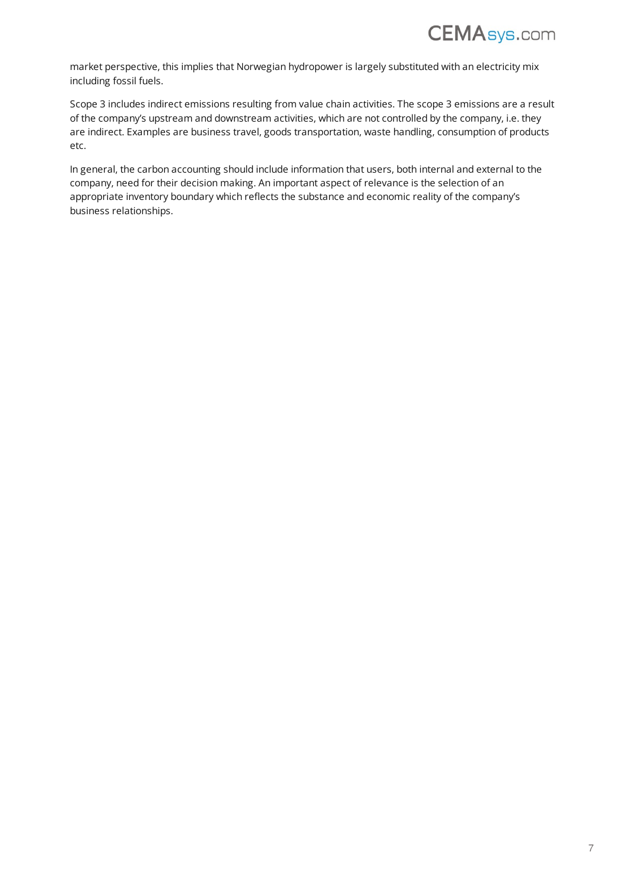market perspective, this implies that Norwegian hydropower is largely substituted with an electricity mix including fossil fuels.

Scope 3 includes indirect emissions resulting from value chain activities. The scope 3 emissions are a result of the company's upstream and downstream activities, which are not controlled by the company, i.e. they are indirect. Examples are business travel, goods transportation, waste handling, consumption of products etc.

In general, the carbon accounting should include information that users, both internal and external to the company, need for their decision making. An important aspect of relevance is the selection of an appropriate inventory boundary which reflects the substance and economic reality of the company's business relationships.